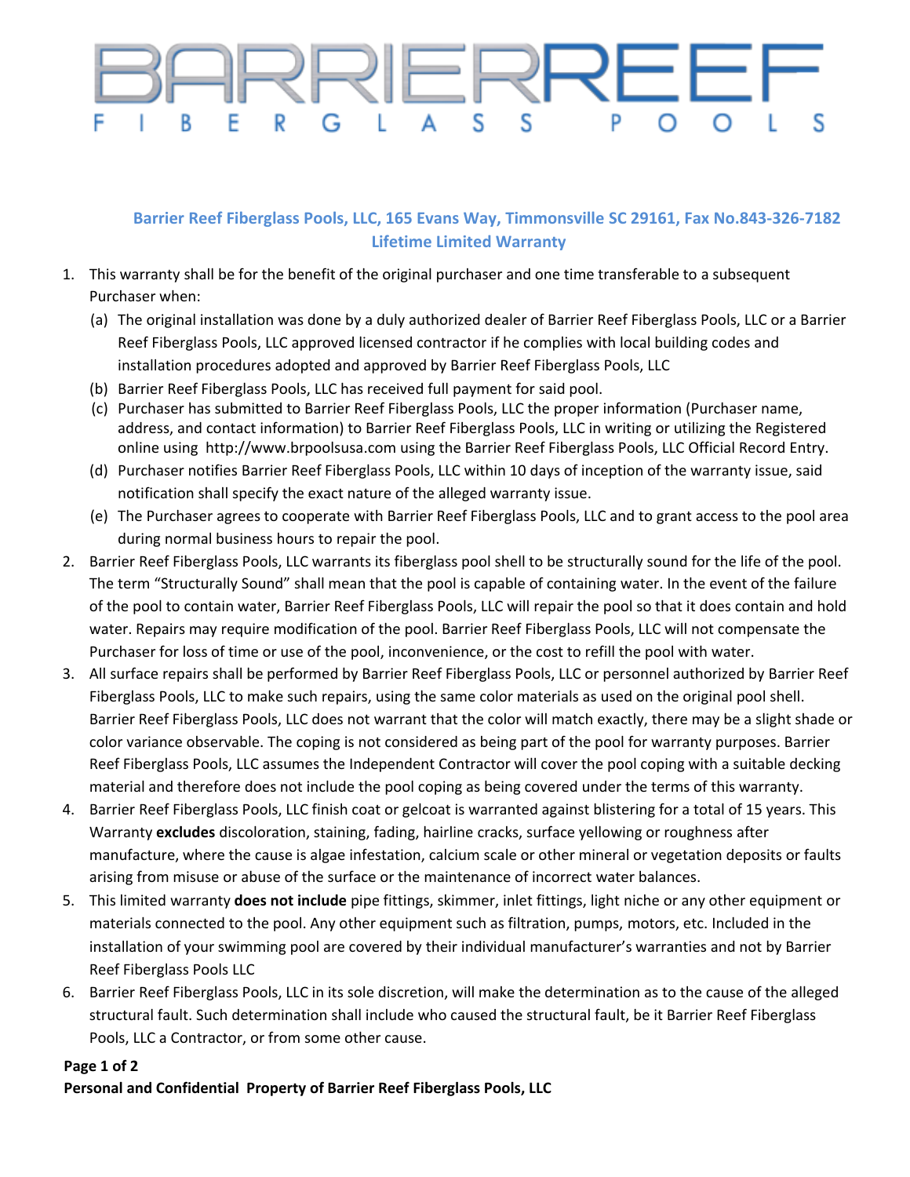# BARRIERREEF

FIBERGLASS POOLS

**Barrier Reef Fiberglass Pools, LLC, 165 Evans Way, Timmonsville SC 29161, Fax No.843-326-7182**

## Lifetime Limited Warranty

1. This warranty shall be for the benefit of the original purchaser and one time transferable to a subsequent Purchaser when:
   (a) The original installation was done by a duly authorized dealer of Barrier Reef Fiberglass Pools, LLC or a Barrier Reef Fiberglass Pools, LLC approved licensed contractor if he complies with local building codes and installation procedures adopted and approved by Barrier Reef Fiberglass Pools, LLC
   (b) Barrier Reef Fiberglass Pools, LLC has received full payment for said pool.
   (c) Purchaser has submitted to Barrier Reef Fiberglass Pools, LLC the proper information (Purchaser name, address, and contact information) to Barrier Reef Fiberglass Pools, LLC in writing or utilizing the Registered online using http://www.brpoolsusa.com using the Barrier Reef Fiberglass Pools, LLC Official Record Entry.
   (d) Purchaser notifies Barrier Reef Fiberglass Pools, LLC within 10 days of inception of the warranty issue, said notification shall specify the exact nature of the alleged warranty issue.
   (e) The Purchaser agrees to cooperate with Barrier Reef Fiberglass Pools, LLC and to grant access to the pool area during normal business hours to repair the pool.
2. Barrier Reef Fiberglass Pools, LLC warrants its fiberglass pool shell to be structurally sound for the life of the pool. The term "Structurally Sound" shall mean that the pool is capable of containing water. In the event of the failure of the pool to contain water, Barrier Reef Fiberglass Pools, LLC will repair the pool so that it does contain and hold water. Repairs may require modification of the pool. Barrier Reef Fiberglass Pools, LLC will not compensate the Purchaser for loss of time or use of the pool, inconvenience, or the cost to refill the pool with water.
3. All surface repairs shall be performed by Barrier Reef Fiberglass Pools, LLC or personnel authorized by Barrier Reef Fiberglass Pools, LLC to make such repairs, using the same color materials as used on the original pool shell. Barrier Reef Fiberglass Pools, LLC does not warrant that the color will match exactly, there may be a slight shade or color variance observable. The coping is not considered as being part of the pool for warranty purposes. Barrier Reef Fiberglass Pools, LLC assumes the Independent Contractor will cover the pool coping with a suitable decking material and therefore does not include the pool coping as being covered under the terms of this warranty.
4. Barrier Reef Fiberglass Pools, LLC finish coat or gelcoat is warranted against blistering for a total of 15 years. This Warranty **excludes** discoloration, staining, fading, hairline cracks, surface yellowing or roughness after manufacture, where the cause is algae infestation, calcium scale or other mineral or vegetation deposits or faults arising from misuse or abuse of the surface or the maintenance of incorrect water balances.
5. This limited warranty **does not include** pipe fittings, skimmer, inlet fittings, light niche or any other equipment or materials connected to the pool. Any other equipment such as filtration, pumps, motors, etc. Included in the installation of your swimming pool are covered by their individual manufacturer's warranties and not by Barrier Reef Fiberglass Pools LLC
6. Barrier Reef Fiberglass Pools, LLC in its sole discretion, will make the determination as to the cause of the alleged structural fault. Such determination shall include who caused the structural fault, be it Barrier Reef Fiberglass Pools, LLC a Contractor, or from some other cause.

**Personal and Confidential Property of Barrier Reef Fiberglass Pools, LLC**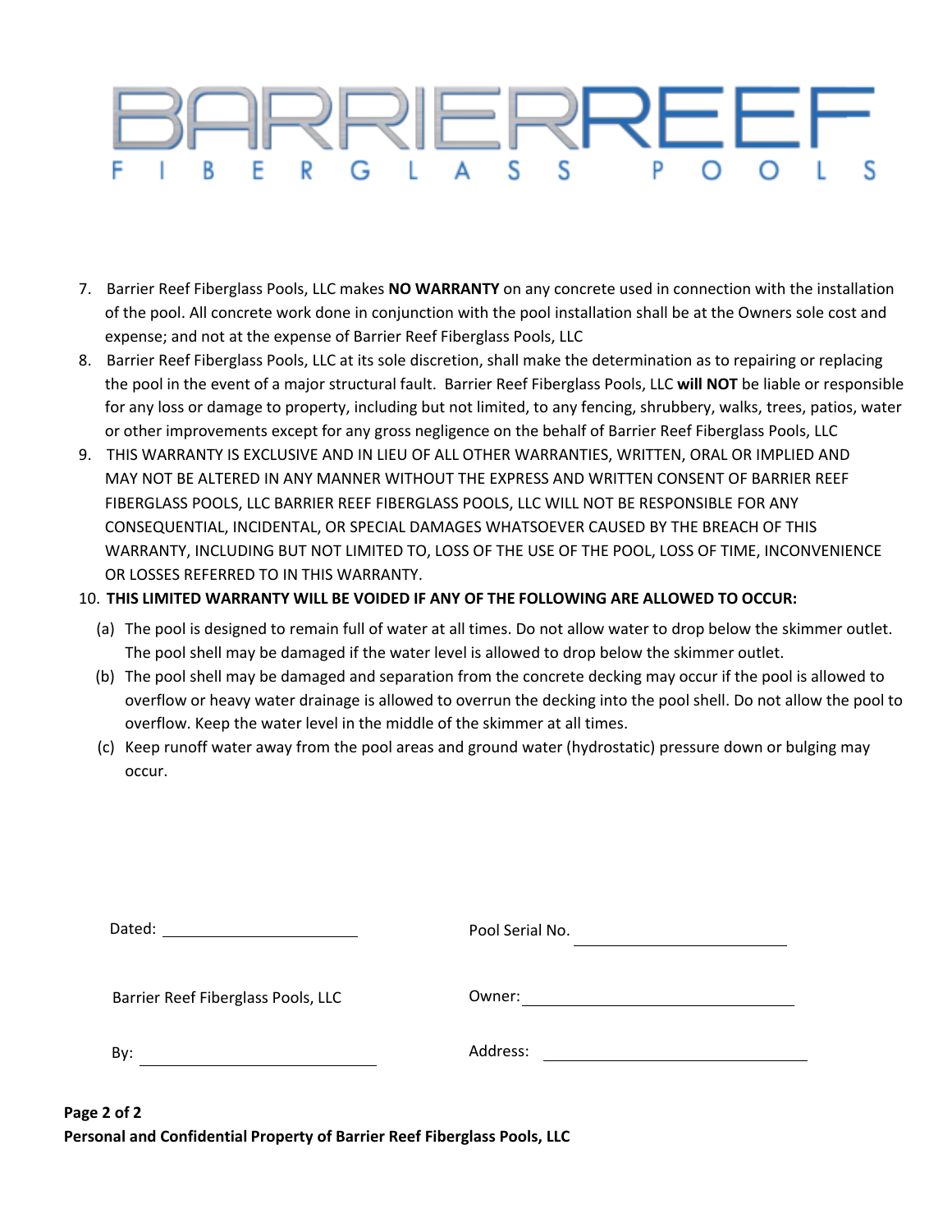# BARRIERREEF

F I B E R G L A S S P O O L S

7. Barrier Reef Fiberglass Pools, LLC makes **NO WARRANTY** on any concrete used in connection with the installation of the pool. All concrete work done in conjunction with the pool installation shall be at the Owners sole cost and expense; and not at the expense of Barrier Reef Fiberglass Pools, LLC
8. Barrier Reef Fiberglass Pools, LLC at its sole discretion, shall make the determination as to repairing or replacing the pool in the event of a major structural fault. Barrier Reef Fiberglass Pools, LLC **will NOT** be liable or responsible for any loss or damage to property, including but not limited, to any fencing, shrubbery, walks, trees, patios, water or other improvements except for any gross negligence on the behalf of Barrier Reef Fiberglass Pools, LLC
9. THIS WARRANTY IS EXCLUSIVE AND IN LIEU OF ALL OTHER WARRANTIES, WRITTEN, ORAL OR IMPLIED AND MAY NOT BE ALTERED IN ANY MANNER WITHOUT THE EXPRESS AND WRITTEN CONSENT OF BARRIER REEF FIBERGLASS POOLS, LLC BARRIER REEF FIBERGLASS POOLS, LLC WILL NOT BE RESPONSIBLE FOR ANY CONSEQUENTIAL, INCIDENTAL, OR SPECIAL DAMAGES WHATSOEVER CAUSED BY THE BREACH OF THIS WARRANTY, INCLUDING BUT NOT LIMITED TO, LOSS OF THE USE OF THE POOL, LOSS OF TIME, INCONVENIENCE OR LOSSES REFERRED TO IN THIS WARRANTY.
10. **THIS LIMITED WARRANTY WILL BE VOIDED IF ANY OF THE FOLLOWING ARE ALLOWED TO OCCUR:**
    (a) The pool is designed to remain full of water at all times. Do not allow water to drop below the skimmer outlet. The pool shell may be damaged if the water level is allowed to drop below the skimmer outlet.
    (b) The pool shell may be damaged and separation from the concrete decking may occur if the pool is allowed to overflow or heavy water drainage is allowed to overrun the decking into the pool shell. Do not allow the pool to overflow. Keep the water level in the middle of the skimmer at all times.
    (c) Keep runoff water away from the pool areas and ground water (hydrostatic) pressure down or bulging may occur.

Dated: ______________________

Pool Serial No. ______________________

Barrier Reef Fiberglass Pools, LLC

Owner: ______________________

By: ______________________

Address: ______________________

Personal and Confidential Property of Barrier Reef Fiberglass Pools, LLC